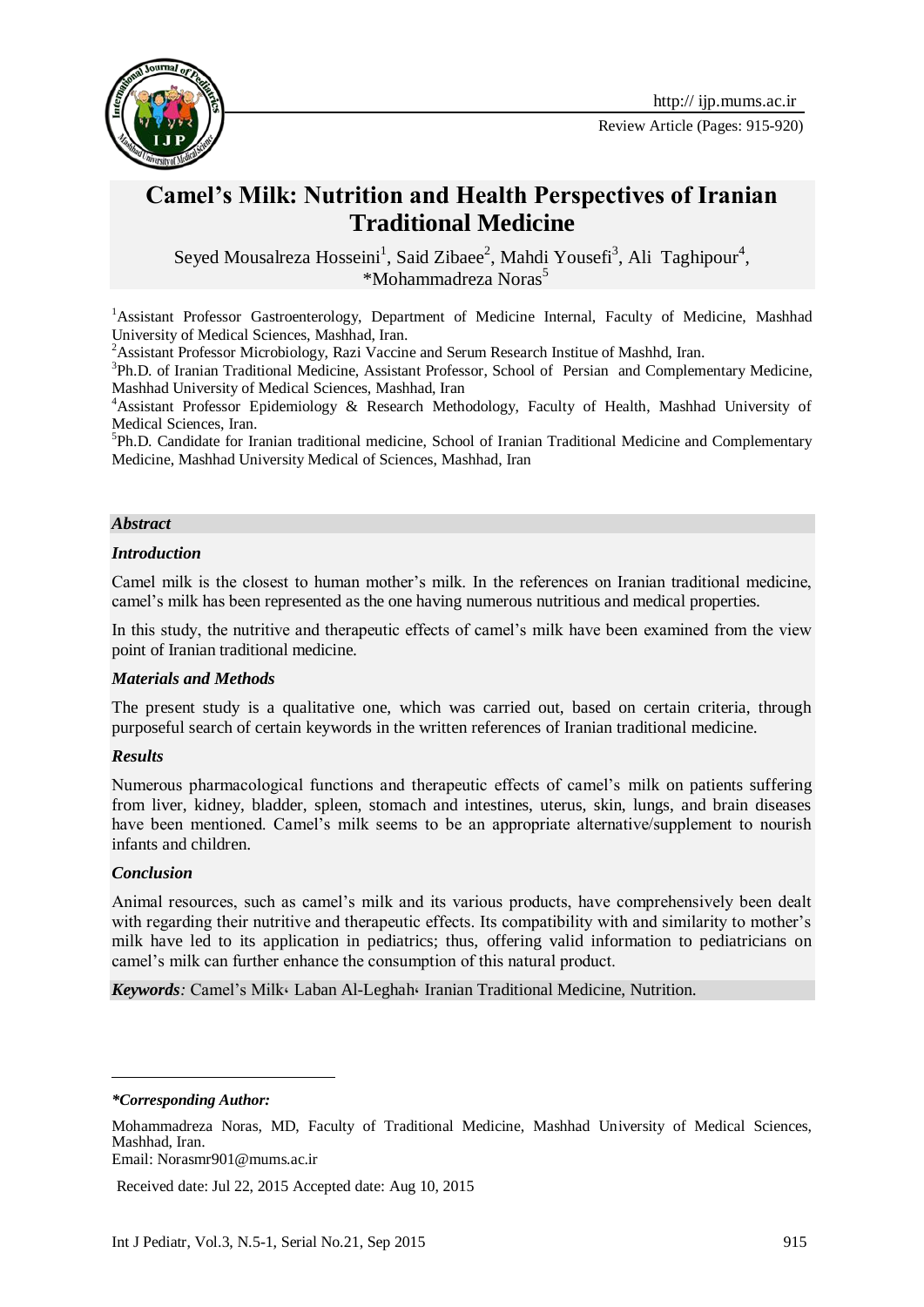# Camel's Milk: Nutrition and Health Perspectives of Iranian Traditional Medicine

Seyed Mousalreza Hosseini[1], Said Zibaee[2], Mahdi Yousefi[3], Ali Taghipour[4], *Mohammadreza Noras[5]

[1]Assistant Professor Gastroenterology, Department of Medicine Internal, Faculty of Medicine, Mashhad University of Medical Sciences, Mashhad, Iran.

[2]Assistant Professor Microbiology, Razi Vaccine and Serum Research Institue of Mashhd, Iran.

[3]Ph.D. of Iranian Traditional Medicine, Assistant Professor, School of Persian and Complementary Medicine, Mashhad University of Medical Sciences, Mashhad, Iran

[4]Assistant Professor Epidemiology & Research Methodology, Faculty of Health, Mashhad University of Medical Sciences, Iran.

[5]Ph.D. Candidate for Iranian traditional medicine, School of Iranian Traditional Medicine and Complementary Medicine, Mashhad University Medical of Sciences, Mashhad, Iran

## *Abstract*

### *Introduction*

Camel milk is the closest to human mother's milk. In the references on Iranian traditional medicine, camel's milk has been represented as the one having numerous nutritious and medical properties.

In this study, the nutritive and therapeutic effects of camel's milk have been examined from the view point of Iranian traditional medicine.

### *Materials and Methods*

The present study is a qualitative one, which was carried out, based on certain criteria, through purposeful search of certain keywords in the written references of Iranian traditional medicine.

### *Results*

Numerous pharmacological functions and therapeutic effects of camel's milk on patients suffering from liver, kidney, bladder, spleen, stomach and intestines, uterus, skin, lungs, and brain diseases have been mentioned. Camel's milk seems to be an appropriate alternative/supplement to nourish infants and children.

### *Conclusion*

Animal resources, such as camel's milk and its various products, have comprehensively been dealt with regarding their nutritive and therapeutic effects. Its compatibility with and similarity to mother's milk have led to its application in pediatrics; thus, offering valid information to pediatricians on camel's milk can further enhance the consumption of this natural product.

***Keywords****:* Camel's Milk، Laban Al-Leghah، Iranian Traditional Medicine, Nutrition.

---

***Corresponding Author:***

Mohammadreza Noras, MD, Faculty of Traditional Medicine, Mashhad University of Medical Sciences, Mashhad, Iran.

Email: Norasmr901@mums.ac.ir

Received date: Jul 22, 2015 Accepted date: Aug 10, 2015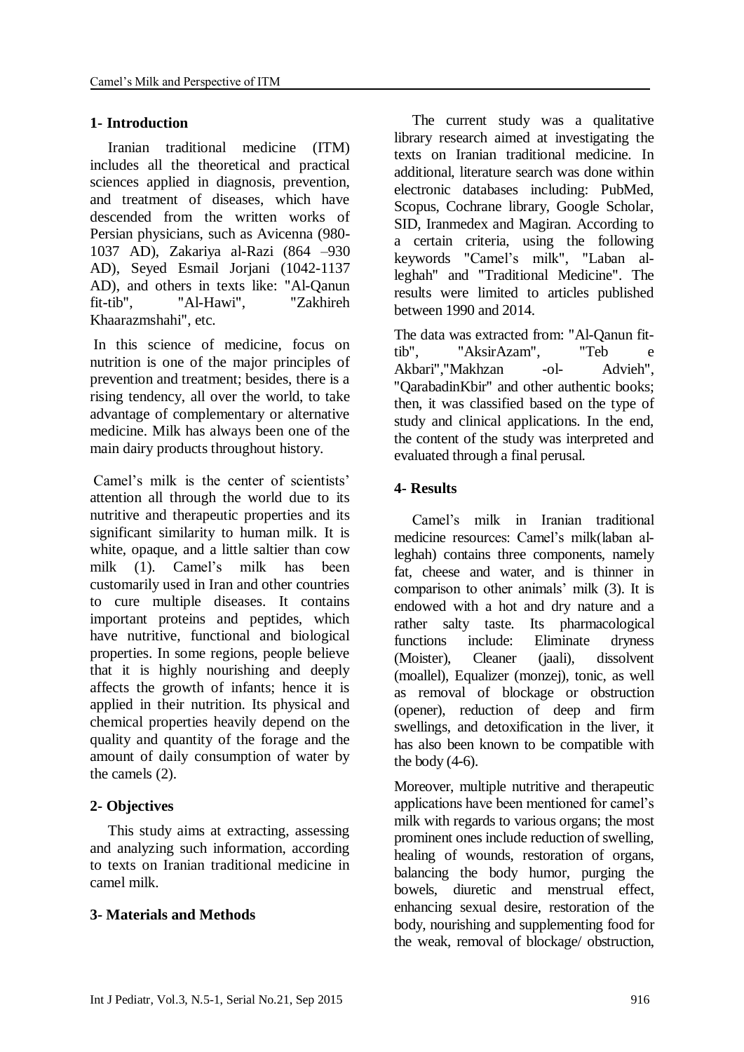## 1- Introduction

Iranian traditional medicine (ITM) includes all the theoretical and practical sciences applied in diagnosis, prevention, and treatment of diseases, which have descended from the written works of Persian physicians, such as Avicenna (980-1037 AD), Zakariya al-Razi (864 –930 AD), Seyed Esmail Jorjani (1042-1137 AD), and others in texts like: "Al-Qanun fit-tib", "Al-Hawi", "Zakhireh Khaarazmshahi", etc.

In this science of medicine, focus on nutrition is one of the major principles of prevention and treatment; besides, there is a rising tendency, all over the world, to take advantage of complementary or alternative medicine. Milk has always been one of the main dairy products throughout history.

Camel's milk is the center of scientists' attention all through the world due to its nutritive and therapeutic properties and its significant similarity to human milk. It is white, opaque, and a little saltier than cow milk (1). Camel's milk has been customarily used in Iran and other countries to cure multiple diseases. It contains important proteins and peptides, which have nutritive, functional and biological properties. In some regions, people believe that it is highly nourishing and deeply affects the growth of infants; hence it is applied in their nutrition. Its physical and chemical properties heavily depend on the quality and quantity of the forage and the amount of daily consumption of water by the camels (2).

## 2- Objectives

This study aims at extracting, assessing and analyzing such information, according to texts on Iranian traditional medicine in camel milk.

## 3- Materials and Methods

The current study was a qualitative library research aimed at investigating the texts on Iranian traditional medicine. In additional, literature search was done within electronic databases including: PubMed, Scopus, Cochrane library, Google Scholar, SID, Iranmedex and Magiran. According to a certain criteria, using the following keywords "Camel's milk", "Laban al-leghah" and "Traditional Medicine". The results were limited to articles published between 1990 and 2014.

The data was extracted from: "Al-Qanun fit-tib", "AksirAzam", "Teb e Akbari","Makhzan -ol- Advieh", "QarabadinKbir" and other authentic books; then, it was classified based on the type of study and clinical applications. In the end, the content of the study was interpreted and evaluated through a final perusal.

## 4- Results

Camel's milk in Iranian traditional medicine resources: Camel's milk(laban al-leghah) contains three components, namely fat, cheese and water, and is thinner in comparison to other animals' milk (3). It is endowed with a hot and dry nature and a rather salty taste. Its pharmacological functions include: Eliminate dryness (Moister), Cleaner (jaali), dissolvent (moallel), Equalizer (monzej), tonic, as well as removal of blockage or obstruction (opener), reduction of deep and firm swellings, and detoxification in the liver, it has also been known to be compatible with the body (4-6).

Moreover, multiple nutritive and therapeutic applications have been mentioned for camel's milk with regards to various organs; the most prominent ones include reduction of swelling, healing of wounds, restoration of organs, balancing the body humor, purging the bowels, diuretic and menstrual effect, enhancing sexual desire, restoration of the body, nourishing and supplementing food for the weak, removal of blockage/ obstruction,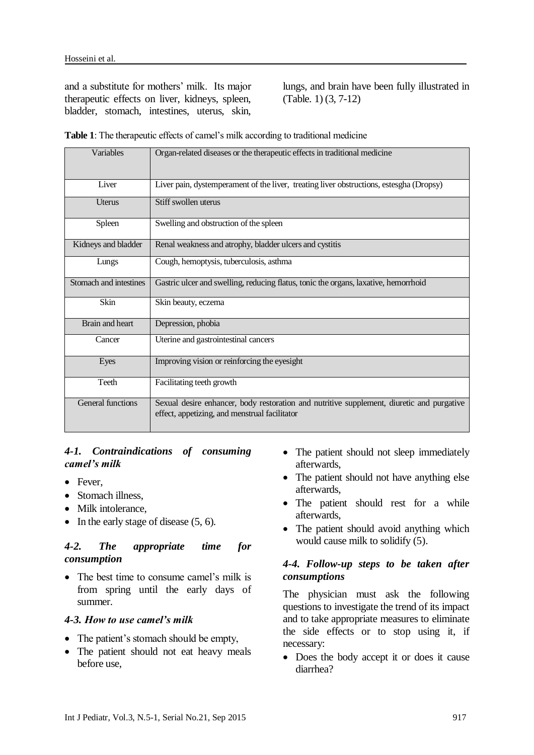and a substitute for mothers' milk. Its major therapeutic effects on liver, kidneys, spleen, bladder, stomach, intestines, uterus, skin, lungs, and brain have been fully illustrated in (Table. 1) (3, 7-12)

**Table 1**: The therapeutic effects of camel's milk according to traditional medicine

| Variables | Organ-related diseases or the therapeutic effects in traditional medicine |
|---|---|
| Liver | Liver pain, dystemperament of the liver, treating liver obstructions, estesgha (Dropsy) |
| Uterus | Stiff swollen uterus |
| Spleen | Swelling and obstruction of the spleen |
| Kidneys and bladder | Renal weakness and atrophy, bladder ulcers and cystitis |
| Lungs | Cough, hemoptysis, tuberculosis, asthma |
| Stomach and intestines | Gastric ulcer and swelling, reducing flatus, tonic the organs, laxative, hemorrhoid |
| Skin | Skin beauty, eczema |
| Brain and heart | Depression, phobia |
| Cancer | Uterine and gastrointestinal cancers |
| Eyes | Improving vision or reinforcing the eyesight |
| Teeth | Facilitating teeth growth |
| General functions | Sexual desire enhancer, body restoration and nutritive supplement, diuretic and purgative effect, appetizing, and menstrual facilitator |

### *4-1. Contraindications of consuming camel's milk*

- Fever,
- Stomach illness,
- Milk intolerance,
- In the early stage of disease (5, 6).

### *4-2. The appropriate time for consumption*

- The best time to consume camel's milk is from spring until the early days of summer.

### *4-3. How to use camel's milk*

- The patient's stomach should be empty,
- The patient should not eat heavy meals before use,
- The patient should not sleep immediately afterwards,
- The patient should not have anything else afterwards,
- The patient should rest for a while afterwards,
- The patient should avoid anything which would cause milk to solidify (5).

### *4-4. Follow-up steps to be taken after consumptions*

The physician must ask the following questions to investigate the trend of its impact and to take appropriate measures to eliminate the side effects or to stop using it, if necessary:

- Does the body accept it or does it cause diarrhea?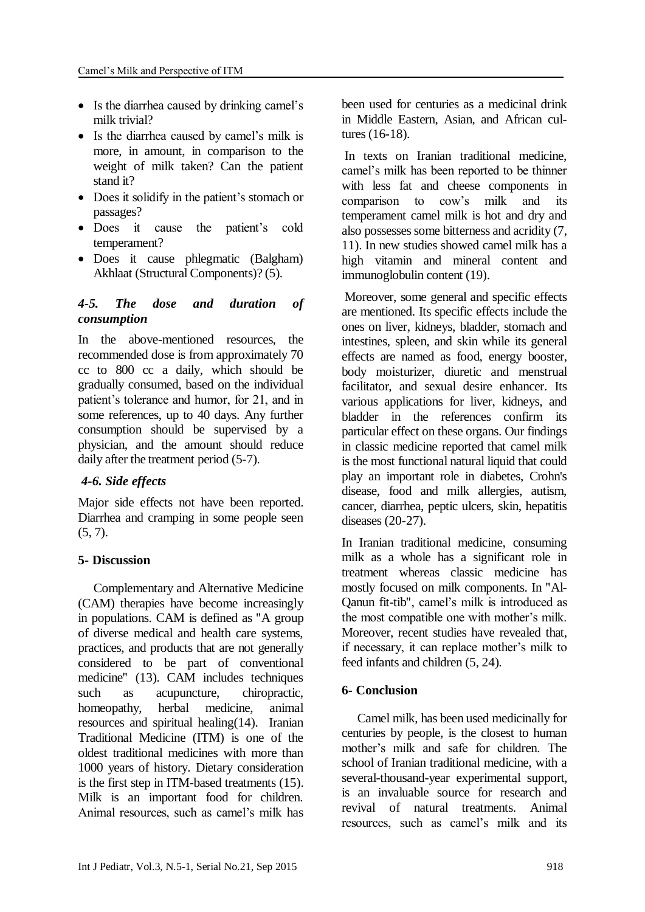- Is the diarrhea caused by drinking camel's milk trivial?
- Is the diarrhea caused by camel's milk is more, in amount, in comparison to the weight of milk taken? Can the patient stand it?
- Does it solidify in the patient's stomach or passages?
- Does it cause the patient's cold temperament?
- Does it cause phlegmatic (Balgham) Akhlaat (Structural Components)? (5).

### *4-5. The dose and duration of consumption*

In the above-mentioned resources, the recommended dose is from approximately 70 cc to 800 cc a daily, which should be gradually consumed, based on the individual patient's tolerance and humor, for 21, and in some references, up to 40 days. Any further consumption should be supervised by a physician, and the amount should reduce daily after the treatment period (5-7).

### *4-6. Side effects*

Major side effects not have been reported. Diarrhea and cramping in some people seen (5, 7).

## 5- Discussion

Complementary and Alternative Medicine (CAM) therapies have become increasingly in populations. CAM is defined as "A group of diverse medical and health care systems, practices, and products that are not generally considered to be part of conventional medicine" (13). CAM includes techniques such as acupuncture, chiropractic, homeopathy, herbal medicine, animal resources and spiritual healing(14). Iranian Traditional Medicine (ITM) is one of the oldest traditional medicines with more than 1000 years of history. Dietary consideration is the first step in ITM-based treatments (15). Milk is an important food for children. Animal resources, such as camel's milk has been used for centuries as a medicinal drink in Middle Eastern, Asian, and African cultures (16-18).

In texts on Iranian traditional medicine, camel's milk has been reported to be thinner with less fat and cheese components in comparison to cow's milk and its temperament camel milk is hot and dry and also possesses some bitterness and acridity (7, 11). In new studies showed camel milk has a high vitamin and mineral content and immunoglobulin content (19).

Moreover, some general and specific effects are mentioned. Its specific effects include the ones on liver, kidneys, bladder, stomach and intestines, spleen, and skin while its general effects are named as food, energy booster, body moisturizer, diuretic and menstrual facilitator, and sexual desire enhancer. Its various applications for liver, kidneys, and bladder in the references confirm its particular effect on these organs. Our findings in classic medicine reported that camel milk is the most functional natural liquid that could play an important role in diabetes, Crohn's disease, food and milk allergies, autism, cancer, diarrhea, peptic ulcers, skin, hepatitis diseases (20-27).

In Iranian traditional medicine, consuming milk as a whole has a significant role in treatment whereas classic medicine has mostly focused on milk components. In "Al-Qanun fit-tib", camel's milk is introduced as the most compatible one with mother's milk. Moreover, recent studies have revealed that, if necessary, it can replace mother's milk to feed infants and children (5, 24).

## 6- Conclusion

Camel milk, has been used medicinally for centuries by people, is the closest to human mother's milk and safe for children. The school of Iranian traditional medicine, with a several-thousand-year experimental support, is an invaluable source for research and revival of natural treatments. Animal resources, such as camel's milk and its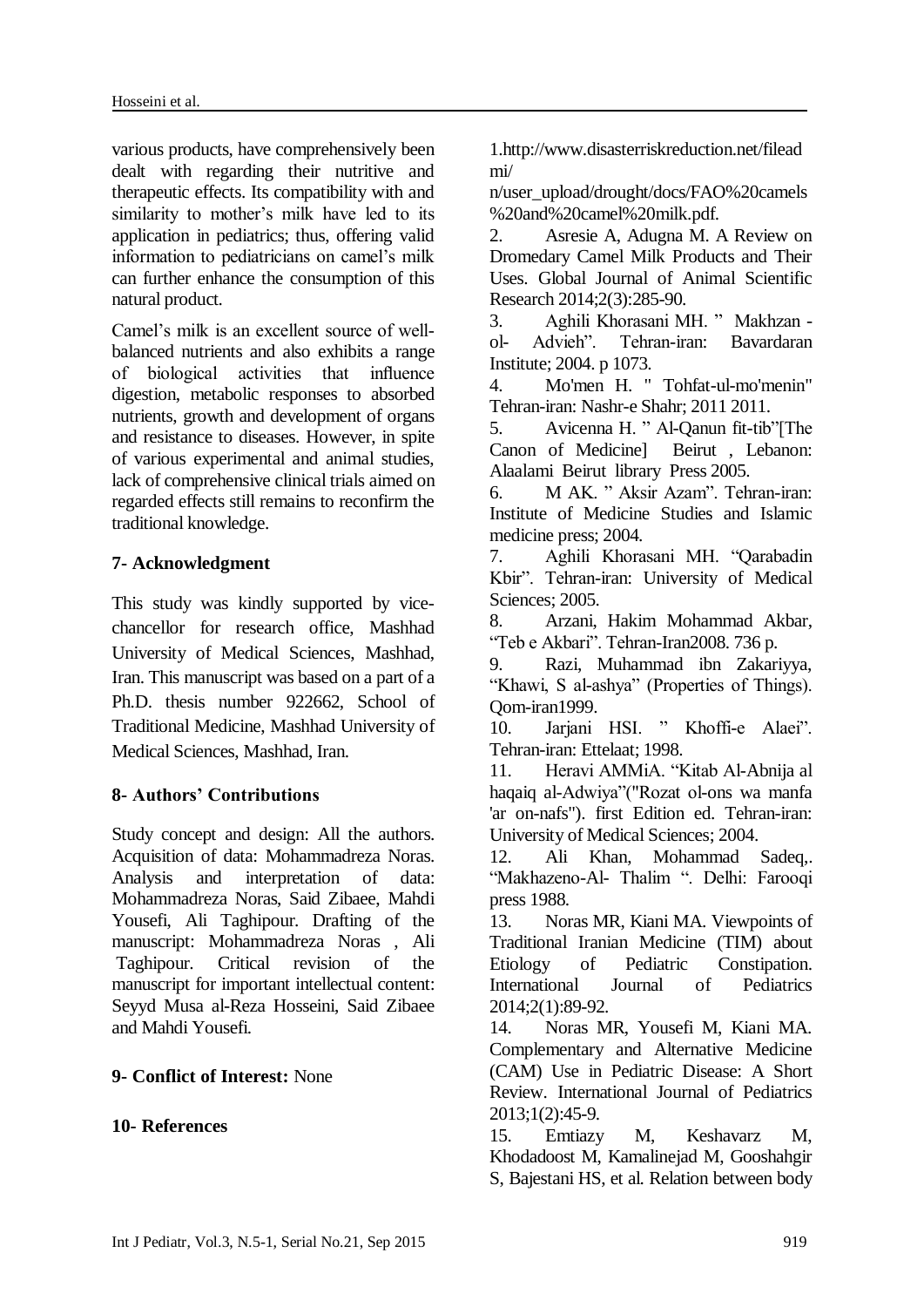various products, have comprehensively been dealt with regarding their nutritive and therapeutic effects. Its compatibility with and similarity to mother's milk have led to its application in pediatrics; thus, offering valid information to pediatricians on camel's milk can further enhance the consumption of this natural product.

Camel's milk is an excellent source of well-balanced nutrients and also exhibits a range of biological activities that influence digestion, metabolic responses to absorbed nutrients, growth and development of organs and resistance to diseases. However, in spite of various experimental and animal studies, lack of comprehensive clinical trials aimed on regarded effects still remains to reconfirm the traditional knowledge.

## 7- Acknowledgment

This study was kindly supported by vice-chancellor for research office, Mashhad University of Medical Sciences, Mashhad, Iran. This manuscript was based on a part of a Ph.D. thesis number 922662, School of Traditional Medicine, Mashhad University of Medical Sciences, Mashhad, Iran.

## 8- Authors' Contributions

Study concept and design: All the authors. Acquisition of data: Mohammadreza Noras. Analysis and interpretation of data: Mohammadreza Noras, Said Zibaee, Mahdi Yousefi, Ali Taghipour. Drafting of the manuscript: Mohammadreza Noras , Ali Taghipour. Critical revision of the manuscript for important intellectual content: Seyyd Musa al-Reza Hosseini, Said Zibaee and Mahdi Yousefi.

## 9- Conflict of Interest: None

## 10- References

1.http://www.disasterriskreduction.net/fileadmi/n/user_upload/drought/docs/FAO%20camels%20and%20camel%20milk.pdf.

2. Asresie A, Adugna M. A Review on Dromedary Camel Milk Products and Their Uses. Global Journal of Animal Scientific Research 2014;2(3):285-90.

3. Aghili Khorasani MH. " Makhzan -ol- Advieh". Tehran-iran: Bavardaran Institute; 2004. p 1073.

4. Mo'men H. " Tohfat-ul-mo'menin" Tehran-iran: Nashr-e Shahr; 2011 2011.

5. Avicenna H. " Al-Qanun fit-tib"[The Canon of Medicine] Beirut , Lebanon: Alaalami Beirut library Press 2005.

6. M AK. " Aksir Azam". Tehran-iran: Institute of Medicine Studies and Islamic medicine press; 2004.

7. Aghili Khorasani MH. "Qarabadin Kbir". Tehran-iran: University of Medical Sciences; 2005.

8. Arzani, Hakim Mohammad Akbar, "Teb e Akbari". Tehran-Iran2008. 736 p.

9. Razi, Muhammad ibn Zakariyya, "Khawi, S al-ashya" (Properties of Things). Qom-iran1999.

10. Jarjani HSI. " Khoffi-e Alaei". Tehran-iran: Ettelaat; 1998.

11. Heravi AMMiA. "Kitab Al-Abnija al haqaiq al-Adwiya"("Rozat ol-ons wa manfa 'ar on-nafs"). first Edition ed. Tehran-iran: University of Medical Sciences; 2004.

12. Ali Khan, Mohammad Sadeq,. "Makhazeno-Al- Thalim ". Delhi: Farooqi press 1988.

13. Noras MR, Kiani MA. Viewpoints of Traditional Iranian Medicine (TIM) about Etiology of Pediatric Constipation. International Journal of Pediatrics 2014;2(1):89-92.

14. Noras MR, Yousefi M, Kiani MA. Complementary and Alternative Medicine (CAM) Use in Pediatric Disease: A Short Review. International Journal of Pediatrics 2013;1(2):45-9.

15. Emtiazy M, Keshavarz M, Khodadoost M, Kamalinejad M, Gooshahgir S, Bajestani HS, et al. Relation between body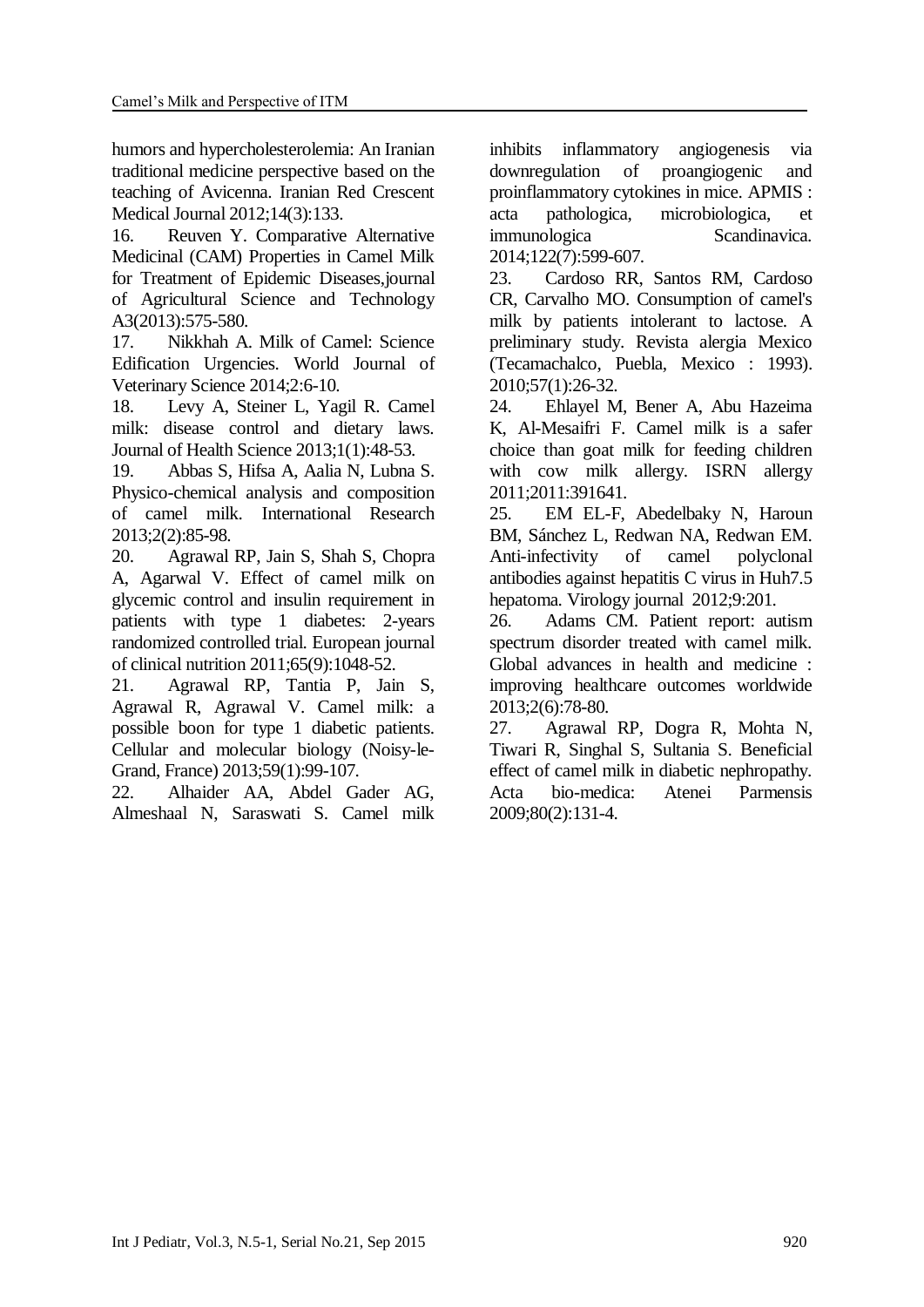humors and hypercholesterolemia: An Iranian traditional medicine perspective based on the teaching of Avicenna. Iranian Red Crescent Medical Journal 2012;14(3):133.

16. Reuven Y. Comparative Alternative Medicinal (CAM) Properties in Camel Milk for Treatment of Epidemic Diseases,journal of Agricultural Science and Technology A3(2013):575-580.

17. Nikkhah A. Milk of Camel: Science Edification Urgencies. World Journal of Veterinary Science 2014;2:6-10.

18. Levy A, Steiner L, Yagil R. Camel milk: disease control and dietary laws. Journal of Health Science 2013;1(1):48-53.

19. Abbas S, Hifsa A, Aalia N, Lubna S. Physico-chemical analysis and composition of camel milk. International Research 2013;2(2):85-98.

20. Agrawal RP, Jain S, Shah S, Chopra A, Agarwal V. Effect of camel milk on glycemic control and insulin requirement in patients with type 1 diabetes: 2-years randomized controlled trial. European journal of clinical nutrition 2011;65(9):1048-52.

21. Agrawal RP, Tantia P, Jain S, Agrawal R, Agrawal V. Camel milk: a possible boon for type 1 diabetic patients. Cellular and molecular biology (Noisy-le-Grand, France) 2013;59(1):99-107.

22. Alhaider AA, Abdel Gader AG, Almeshaal N, Saraswati S. Camel milk inhibits inflammatory angiogenesis via downregulation of proangiogenic and proinflammatory cytokines in mice. APMIS : acta pathologica, microbiologica, et immunologica Scandinavica. 2014;122(7):599-607.

23. Cardoso RR, Santos RM, Cardoso CR, Carvalho MO. Consumption of camel's milk by patients intolerant to lactose. A preliminary study. Revista alergia Mexico (Tecamachalco, Puebla, Mexico : 1993). 2010;57(1):26-32.

24. Ehlayel M, Bener A, Abu Hazeima K, Al-Mesaifri F. Camel milk is a safer choice than goat milk for feeding children with cow milk allergy. ISRN allergy 2011;2011:391641.

25. EM EL-F, Abedelbaky N, Haroun BM, Sánchez L, Redwan NA, Redwan EM. Anti-infectivity of camel polyclonal antibodies against hepatitis C virus in Huh7.5 hepatoma. Virology journal 2012;9:201.

26. Adams CM. Patient report: autism spectrum disorder treated with camel milk. Global advances in health and medicine : improving healthcare outcomes worldwide 2013;2(6):78-80.

27. Agrawal RP, Dogra R, Mohta N, Tiwari R, Singhal S, Sultania S. Beneficial effect of camel milk in diabetic nephropathy. Acta bio-medica: Atenei Parmensis 2009;80(2):131-4.